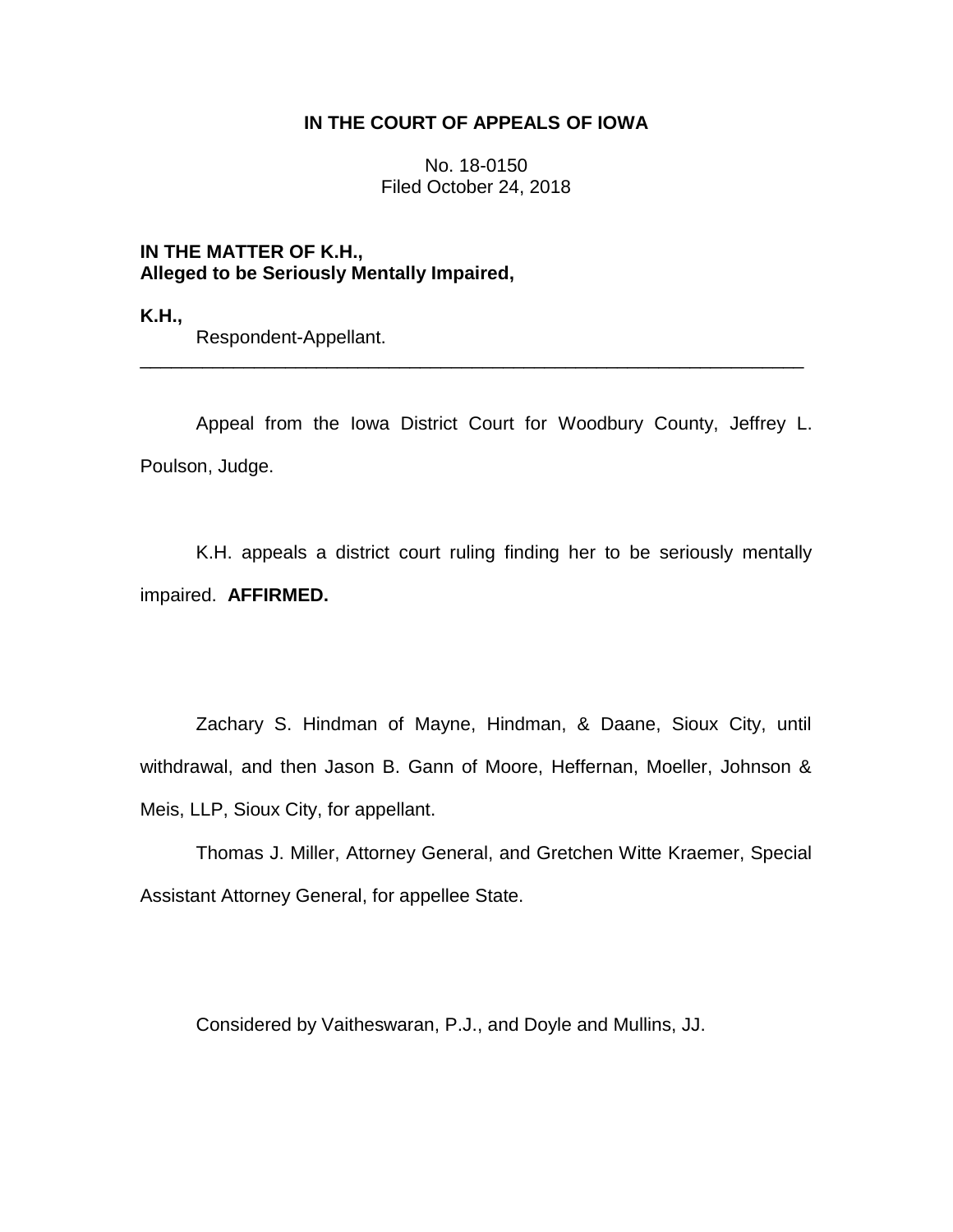# IN THE COURT OF APPEALS OF IOWA

No. 18-0150
Filed October 24, 2018

**IN THE MATTER OF K.H.,**
**Alleged to be Seriously Mentally Impaired,**

**K.H.,**
Respondent-Appellant.

---

Appeal from the Iowa District Court for Woodbury County, Jeffrey L. Poulson, Judge.

K.H. appeals a district court ruling finding her to be seriously mentally impaired. **AFFIRMED.**

Zachary S. Hindman of Mayne, Hindman, & Daane, Sioux City, until withdrawal, and then Jason B. Gann of Moore, Heffernan, Moeller, Johnson & Meis, LLP, Sioux City, for appellant.

Thomas J. Miller, Attorney General, and Gretchen Witte Kraemer, Special Assistant Attorney General, for appellee State.

Considered by Vaitheswaran, P.J., and Doyle and Mullins, JJ.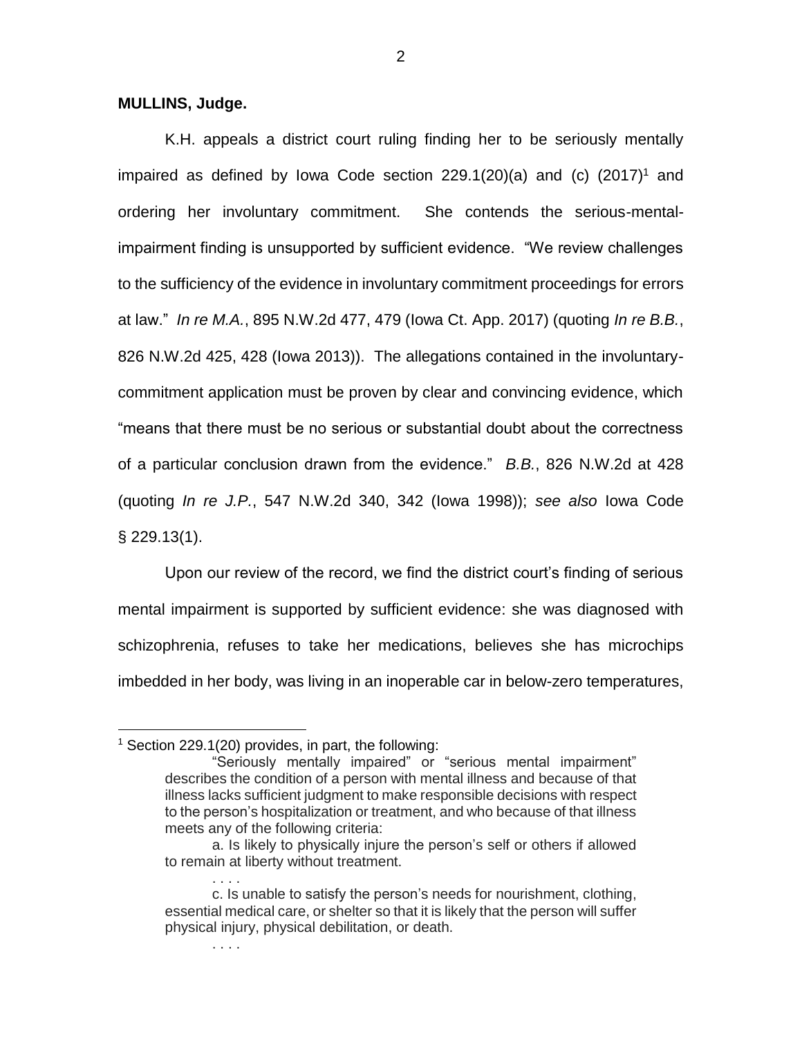**MULLINS, Judge.**

K.H. appeals a district court ruling finding her to be seriously mentally impaired as defined by Iowa Code section 229.1(20)(a) and (c) (2017)[1] and ordering her involuntary commitment. She contends the serious-mental-impairment finding is unsupported by sufficient evidence. "We review challenges to the sufficiency of the evidence in involuntary commitment proceedings for errors at law." *In re M.A.*, 895 N.W.2d 477, 479 (Iowa Ct. App. 2017) (quoting *In re B.B.*, 826 N.W.2d 425, 428 (Iowa 2013)). The allegations contained in the involuntary-commitment application must be proven by clear and convincing evidence, which "means that there must be no serious or substantial doubt about the correctness of a particular conclusion drawn from the evidence." *B.B.*, 826 N.W.2d at 428 (quoting *In re J.P.*, 547 N.W.2d 340, 342 (Iowa 1998)); *see also* Iowa Code § 229.13(1).

Upon our review of the record, we find the district court's finding of serious mental impairment is supported by sufficient evidence: she was diagnosed with schizophrenia, refuses to take her medications, believes she has microchips imbedded in her body, was living in an inoperable car in below-zero temperatures,

---

[1] Section 229.1(20) provides, in part, the following:

> "Seriously mentally impaired" or "serious mental impairment" describes the condition of a person with mental illness and because of that illness lacks sufficient judgment to make responsible decisions with respect to the person's hospitalization or treatment, and who because of that illness meets any of the following criteria:
>
> a. Is likely to physically injure the person's self or others if allowed to remain at liberty without treatment.
>
> . . . .
>
> c. Is unable to satisfy the person's needs for nourishment, clothing, essential medical care, or shelter so that it is likely that the person will suffer physical injury, physical debilitation, or death.
>
> . . . .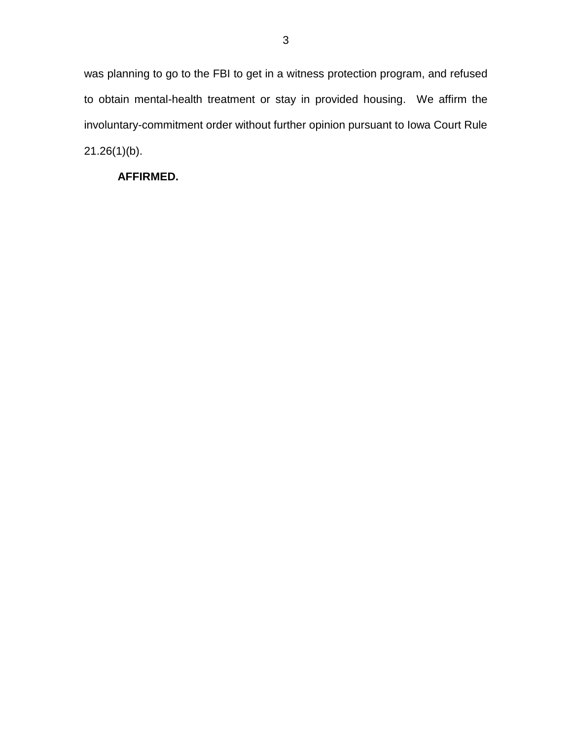was planning to go to the FBI to get in a witness protection program, and refused to obtain mental-health treatment or stay in provided housing. We affirm the involuntary-commitment order without further opinion pursuant to Iowa Court Rule 21.26(1)(b).

**AFFIRMED.**